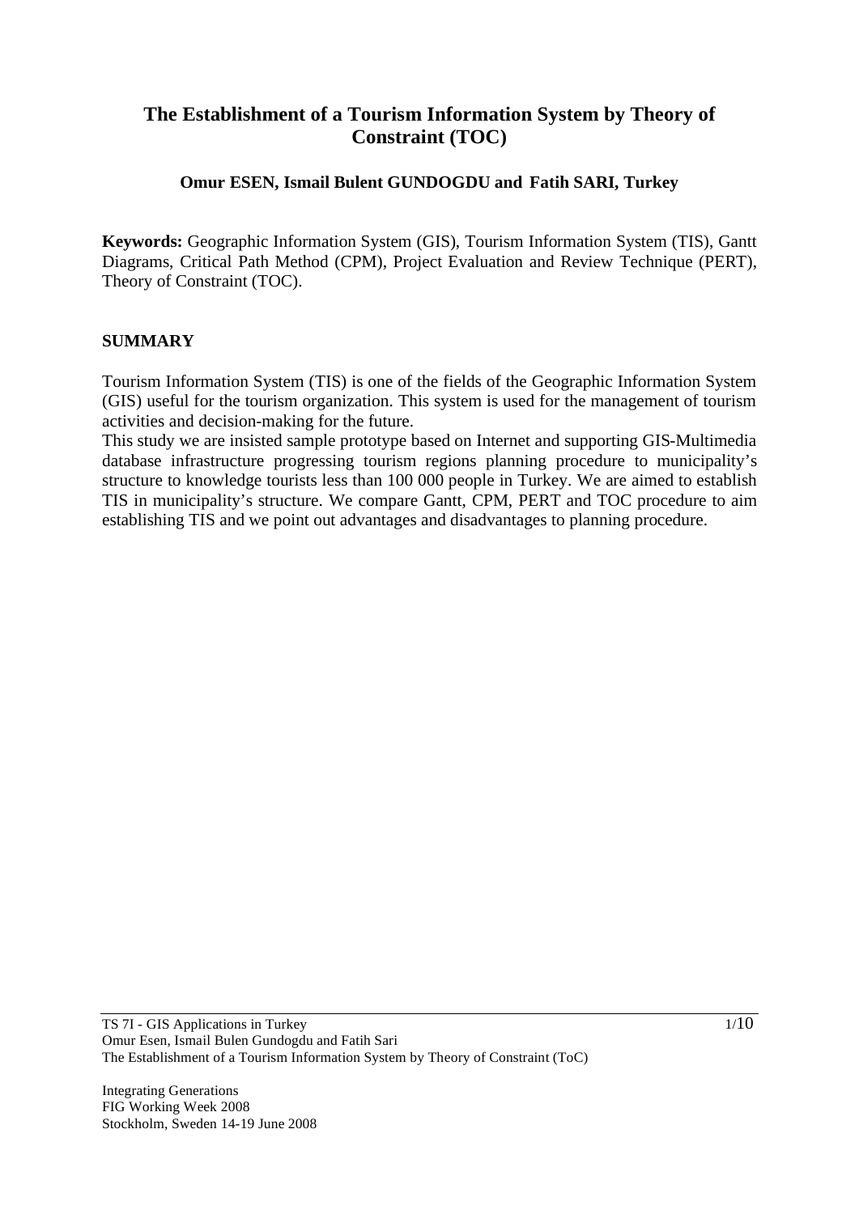# The Establishment of a Tourism Information System by Theory of Constraint (TOC)

**Omur ESEN, Ismail Bulent GUNDOGDU and Fatih SARI, Turkey**

**Keywords:** Geographic Information System (GIS), Tourism Information System (TIS), Gantt Diagrams, Critical Path Method (CPM), Project Evaluation and Review Technique (PERT), Theory of Constraint (TOC).

## SUMMARY

Tourism Information System (TIS) is one of the fields of the Geographic Information System (GIS) useful for the tourism organization. This system is used for the management of tourism activities and decision-making for the future.

This study we are insisted sample prototype based on Internet and supporting GIS-Multimedia database infrastructure progressing tourism regions planning procedure to municipality's structure to knowledge tourists less than 100 000 people in Turkey. We are aimed to establish TIS in municipality's structure. We compare Gantt, CPM, PERT and TOC procedure to aim establishing TIS and we point out advantages and disadvantages to planning procedure.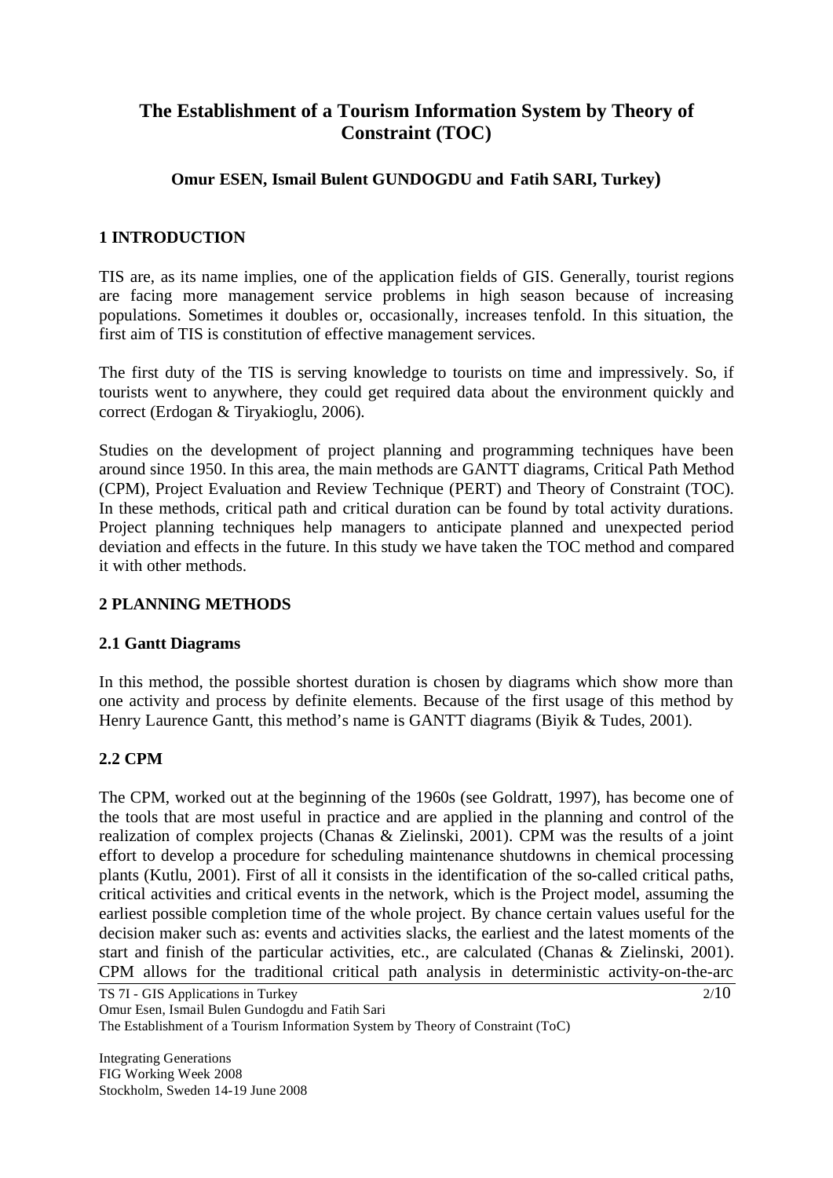# The Establishment of a Tourism Information System by Theory of Constraint (TOC)

**Omur ESEN, Ismail Bulent GUNDOGDU and Fatih SARI, Turkey)**

## 1 INTRODUCTION

TIS are, as its name implies, one of the application fields of GIS. Generally, tourist regions are facing more management service problems in high season because of increasing populations. Sometimes it doubles or, occasionally, increases tenfold. In this situation, the first aim of TIS is constitution of effective management services.

The first duty of the TIS is serving knowledge to tourists on time and impressively. So, if tourists went to anywhere, they could get required data about the environment quickly and correct (Erdogan & Tiryakioglu, 2006).

Studies on the development of project planning and programming techniques have been around since 1950. In this area, the main methods are GANTT diagrams, Critical Path Method (CPM), Project Evaluation and Review Technique (PERT) and Theory of Constraint (TOC). In these methods, critical path and critical duration can be found by total activity durations. Project planning techniques help managers to anticipate planned and unexpected period deviation and effects in the future. In this study we have taken the TOC method and compared it with other methods.

## 2 PLANNING METHODS

### 2.1 Gantt Diagrams

In this method, the possible shortest duration is chosen by diagrams which show more than one activity and process by definite elements. Because of the first usage of this method by Henry Laurence Gantt, this method's name is GANTT diagrams (Biyik & Tudes, 2001).

### 2.2 CPM

The CPM, worked out at the beginning of the 1960s (see Goldratt, 1997), has become one of the tools that are most useful in practice and are applied in the planning and control of the realization of complex projects (Chanas & Zielinski, 2001). CPM was the results of a joint effort to develop a procedure for scheduling maintenance shutdowns in chemical processing plants (Kutlu, 2001). First of all it consists in the identification of the so-called critical paths, critical activities and critical events in the network, which is the Project model, assuming the earliest possible completion time of the whole project. By chance certain values useful for the decision maker such as: events and activities slacks, the earliest and the latest moments of the start and finish of the particular activities, etc., are calculated (Chanas & Zielinski, 2001). CPM allows for the traditional critical path analysis in deterministic activity-on-the-arc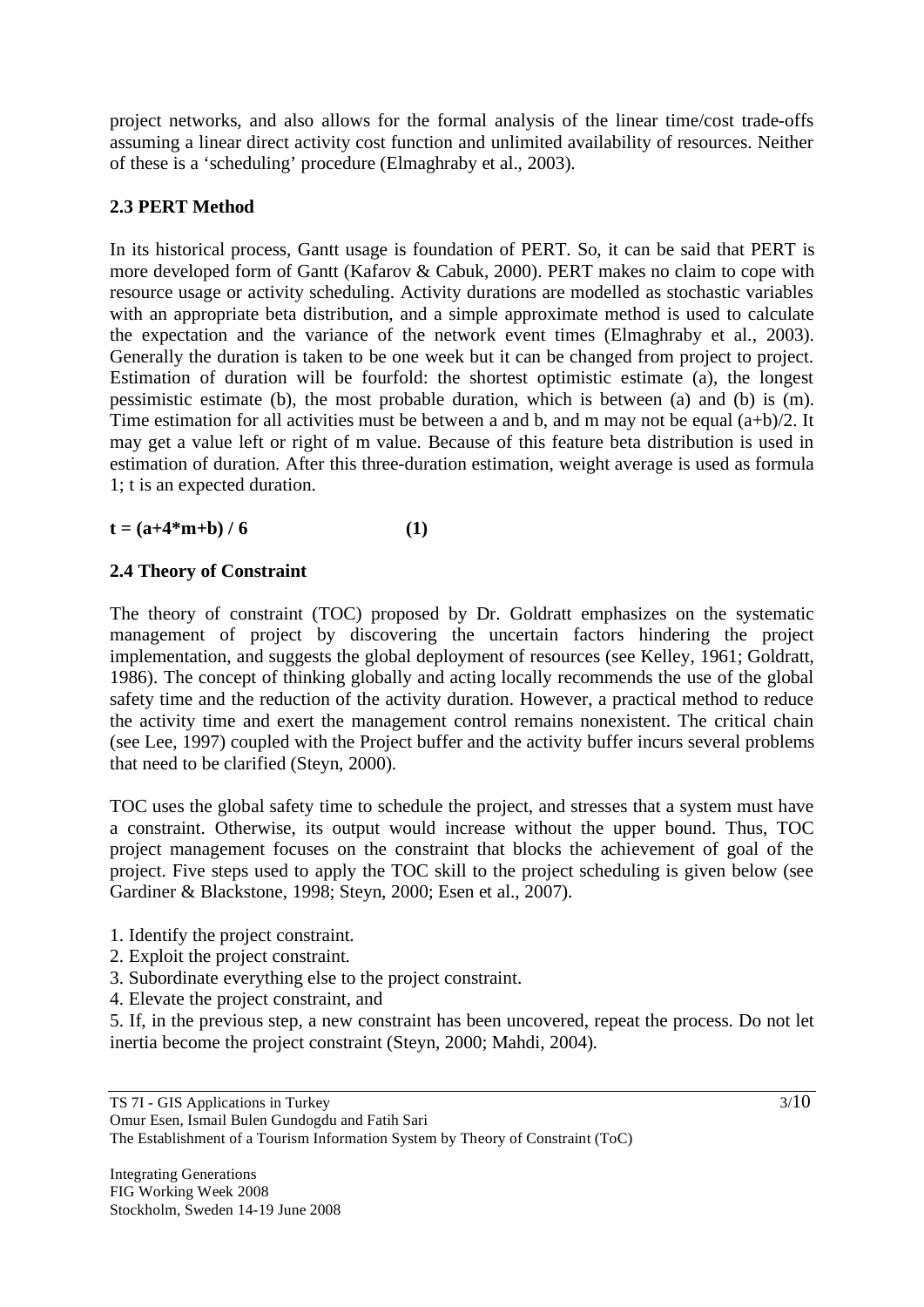project networks, and also allows for the formal analysis of the linear time/cost trade-offs assuming a linear direct activity cost function and unlimited availability of resources. Neither of these is a 'scheduling' procedure (Elmaghraby et al., 2003).

## 2.3 PERT Method

In its historical process, Gantt usage is foundation of PERT. So, it can be said that PERT is more developed form of Gantt (Kafarov & Cabuk, 2000). PERT makes no claim to cope with resource usage or activity scheduling. Activity durations are modelled as stochastic variables with an appropriate beta distribution, and a simple approximate method is used to calculate the expectation and the variance of the network event times (Elmaghraby et al., 2003). Generally the duration is taken to be one week but it can be changed from project to project. Estimation of duration will be fourfold: the shortest optimistic estimate (a), the longest pessimistic estimate (b), the most probable duration, which is between (a) and (b) is (m). Time estimation for all activities must be between a and b, and m may not be equal (a+b)/2. It may get a value left or right of m value. Because of this feature beta distribution is used in estimation of duration. After this three-duration estimation, weight average is used as formula 1; t is an expected duration.

$$\mathbf{t = (a+4*m+b) / 6} \qquad \mathbf{(1)}$$

## 2.4 Theory of Constraint

The theory of constraint (TOC) proposed by Dr. Goldratt emphasizes on the systematic management of project by discovering the uncertain factors hindering the project implementation, and suggests the global deployment of resources (see Kelley, 1961; Goldratt, 1986). The concept of thinking globally and acting locally recommends the use of the global safety time and the reduction of the activity duration. However, a practical method to reduce the activity time and exert the management control remains nonexistent. The critical chain (see Lee, 1997) coupled with the Project buffer and the activity buffer incurs several problems that need to be clarified (Steyn, 2000).

TOC uses the global safety time to schedule the project, and stresses that a system must have a constraint. Otherwise, its output would increase without the upper bound. Thus, TOC project management focuses on the constraint that blocks the achievement of goal of the project. Five steps used to apply the TOC skill to the project scheduling is given below (see Gardiner & Blackstone, 1998; Steyn, 2000; Esen et al., 2007).

1. Identify the project constraint.
2. Exploit the project constraint.
3. Subordinate everything else to the project constraint.
4. Elevate the project constraint, and
5. If, in the previous step, a new constraint has been uncovered, repeat the process. Do not let inertia become the project constraint (Steyn, 2000; Mahdi, 2004).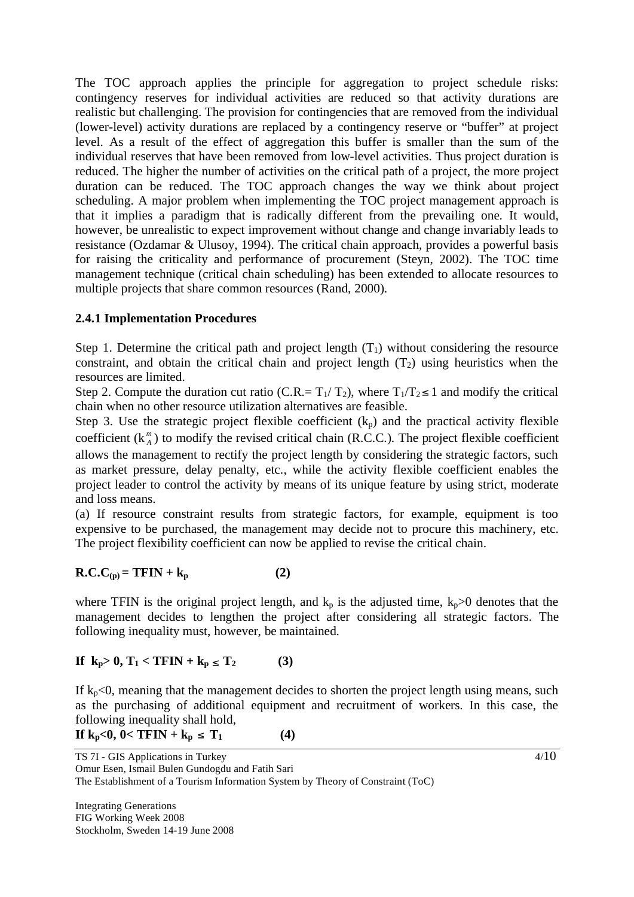The TOC approach applies the principle for aggregation to project schedule risks: contingency reserves for individual activities are reduced so that activity durations are realistic but challenging. The provision for contingencies that are removed from the individual (lower-level) activity durations are replaced by a contingency reserve or "buffer" at project level. As a result of the effect of aggregation this buffer is smaller than the sum of the individual reserves that have been removed from low-level activities. Thus project duration is reduced. The higher the number of activities on the critical path of a project, the more project duration can be reduced. The TOC approach changes the way we think about project scheduling. A major problem when implementing the TOC project management approach is that it implies a paradigm that is radically different from the prevailing one. It would, however, be unrealistic to expect improvement without change and change invariably leads to resistance (Ozdamar & Ulusoy, 1994). The critical chain approach, provides a powerful basis for raising the criticality and performance of procurement (Steyn, 2002). The TOC time management technique (critical chain scheduling) has been extended to allocate resources to multiple projects that share common resources (Rand, 2000).

### 2.4.1 Implementation Procedures

Step 1. Determine the critical path and project length ($T_1$) without considering the resource constraint, and obtain the critical chain and project length ($T_2$) using heuristics when the resources are limited.

Step 2. Compute the duration cut ratio (C.R.= $T_1/T_2$), where $T_1/T_2 \leq 1$ and modify the critical chain when no other resource utilization alternatives are feasible.

Step 3. Use the strategic project flexible coefficient ($k_p$) and the practical activity flexible coefficient ($k_A^m$) to modify the revised critical chain (R.C.C.). The project flexible coefficient allows the management to rectify the project length by considering the strategic factors, such as market pressure, delay penalty, etc., while the activity flexible coefficient enables the project leader to control the activity by means of its unique feature by using strict, moderate and loss means.

(a) If resource constraint results from strategic factors, for example, equipment is too expensive to be purchased, the management may decide not to procure this machinery, etc. The project flexibility coefficient can now be applied to revise the critical chain.

$$\mathbf{R.C.C_{(p)} = TFIN + k_p} \qquad \textbf{(2)}$$

where TFIN is the original project length, and $k_p$ is the adjusted time, $k_p>0$ denotes that the management decides to lengthen the project after considering all strategic factors. The following inequality must, however, be maintained.

$$\textbf{If } \mathbf{k_p > 0,\ T_1 < TFIN + k_p \leq T_2} \qquad \textbf{(3)}$$

If $k_p<0$, meaning that the management decides to shorten the project length using means, such as the purchasing of additional equipment and recruitment of workers. In this case, the following inequality shall hold,

$$\textbf{If } \mathbf{k_p < 0,\ 0 < TFIN + k_p \leq T_1} \qquad \textbf{(4)}$$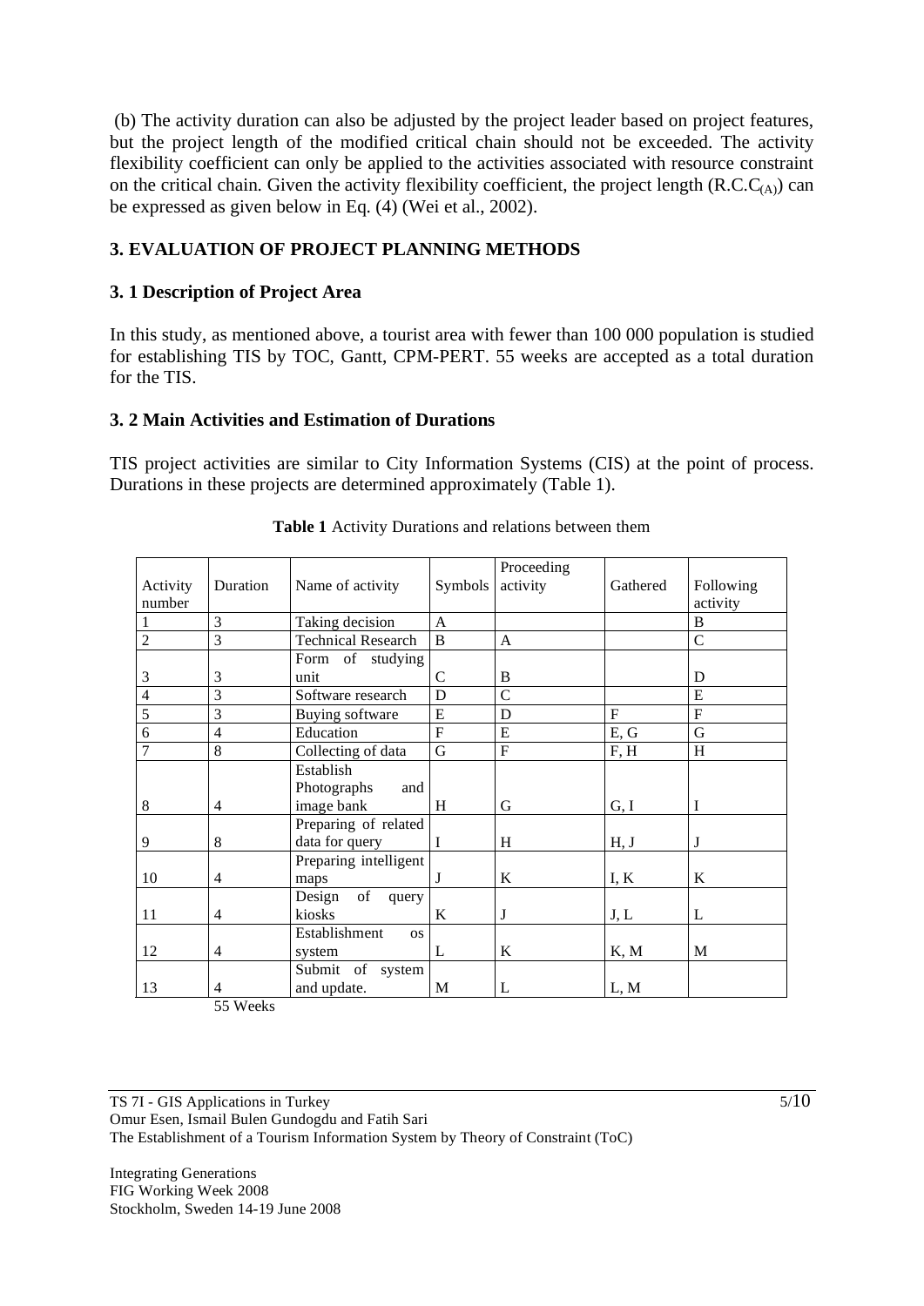(b) The activity duration can also be adjusted by the project leader based on project features, but the project length of the modified critical chain should not be exceeded. The activity flexibility coefficient can only be applied to the activities associated with resource constraint on the critical chain. Given the activity flexibility coefficient, the project length ($R.C.C_{(A)}$) can be expressed as given below in Eq. (4) (Wei et al., 2002).

## 3. EVALUATION OF PROJECT PLANNING METHODS

### 3. 1 Description of Project Area

In this study, as mentioned above, a tourist area with fewer than 100 000 population is studied for establishing TIS by TOC, Gantt, CPM-PERT. 55 weeks are accepted as a total duration for the TIS.

### 3. 2 Main Activities and Estimation of Durations

TIS project activities are similar to City Information Systems (CIS) at the point of process. Durations in these projects are determined approximately (Table 1).

**Table 1** Activity Durations and relations between them

| Activity number | Duration | Name of activity | Symbols | Proceeding activity | Gathered | Following activity |
|---|---|---|---|---|---|---|
| 1 | 3 | Taking decision | A | | | B |
| 2 | 3 | Technical Research | B | A | | C |
| 3 | 3 | Form of studying unit | C | B | | D |
| 4 | 3 | Software research | D | C | | E |
| 5 | 3 | Buying software | E | D | F | F |
| 6 | 4 | Education | F | E | E, G | G |
| 7 | 8 | Collecting of data | G | F | F, H | H |
| 8 | 4 | Establish Photographs and image bank | H | G | G, I | I |
| 9 | 8 | Preparing of related data for query | I | H | H, J | J |
| 10 | 4 | Preparing intelligent maps | J | K | I, K | K |
| 11 | 4 | Design of query kiosks | K | J | J, L | L |
| 12 | 4 | Establishment os system | L | K | K, M | M |
| 13 | 4 | Submit of system and update. | M | L | L, M | |
| | 55 Weeks | | | | | |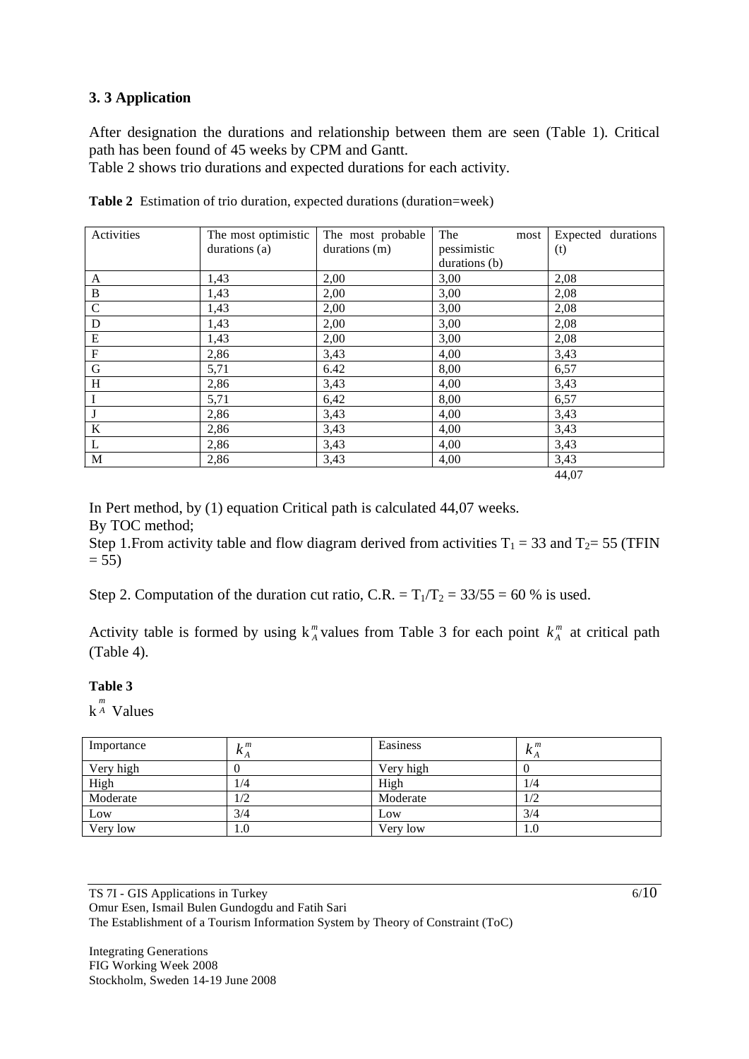### 3. 3 Application

After designation the durations and relationship between them are seen (Table 1). Critical path has been found of 45 weeks by CPM and Gantt.
Table 2 shows trio durations and expected durations for each activity.

**Table 2** Estimation of trio duration, expected durations (duration=week)

| Activities | The most optimistic durations (a) | The most probable durations (m) | The most pessimistic durations (b) | Expected durations (t) |
|---|---|---|---|---|
| A | 1,43 | 2,00 | 3,00 | 2,08 |
| B | 1,43 | 2,00 | 3,00 | 2,08 |
| C | 1,43 | 2,00 | 3,00 | 2,08 |
| D | 1,43 | 2,00 | 3,00 | 2,08 |
| E | 1,43 | 2,00 | 3,00 | 2,08 |
| F | 2,86 | 3,43 | 4,00 | 3,43 |
| G | 5,71 | 6.42 | 8,00 | 6,57 |
| H | 2,86 | 3,43 | 4,00 | 3,43 |
| I | 5,71 | 6,42 | 8,00 | 6,57 |
| J | 2,86 | 3,43 | 4,00 | 3,43 |
| K | 2,86 | 3,43 | 4,00 | 3,43 |
| L | 2,86 | 3,43 | 4,00 | 3,43 |
| M | 2,86 | 3,43 | 4,00 | 3,43 |
| | | | | 44,07 |

In Pert method, by (1) equation Critical path is calculated 44,07 weeks.
By TOC method;
Step 1.From activity table and flow diagram derived from activities $T_1 = 33$ and $T_2 = 55$ (TFIN = 55)

Step 2. Computation of the duration cut ratio, C.R. = $T_1/T_2 = 33/55 = 60$ % is used.

Activity table is formed by using $k_A^m$ values from Table 3 for each point $k_A^m$ at critical path (Table 4).

**Table 3**

$k_A^m$ Values

| Importance | $k_A^m$ | Easiness | $k_A^m$ |
|---|---|---|---|
| Very high | 0 | Very high | 0 |
| High | 1/4 | High | 1/4 |
| Moderate | 1/2 | Moderate | 1/2 |
| Low | 3/4 | Low | 3/4 |
| Very low | 1.0 | Very low | 1.0 |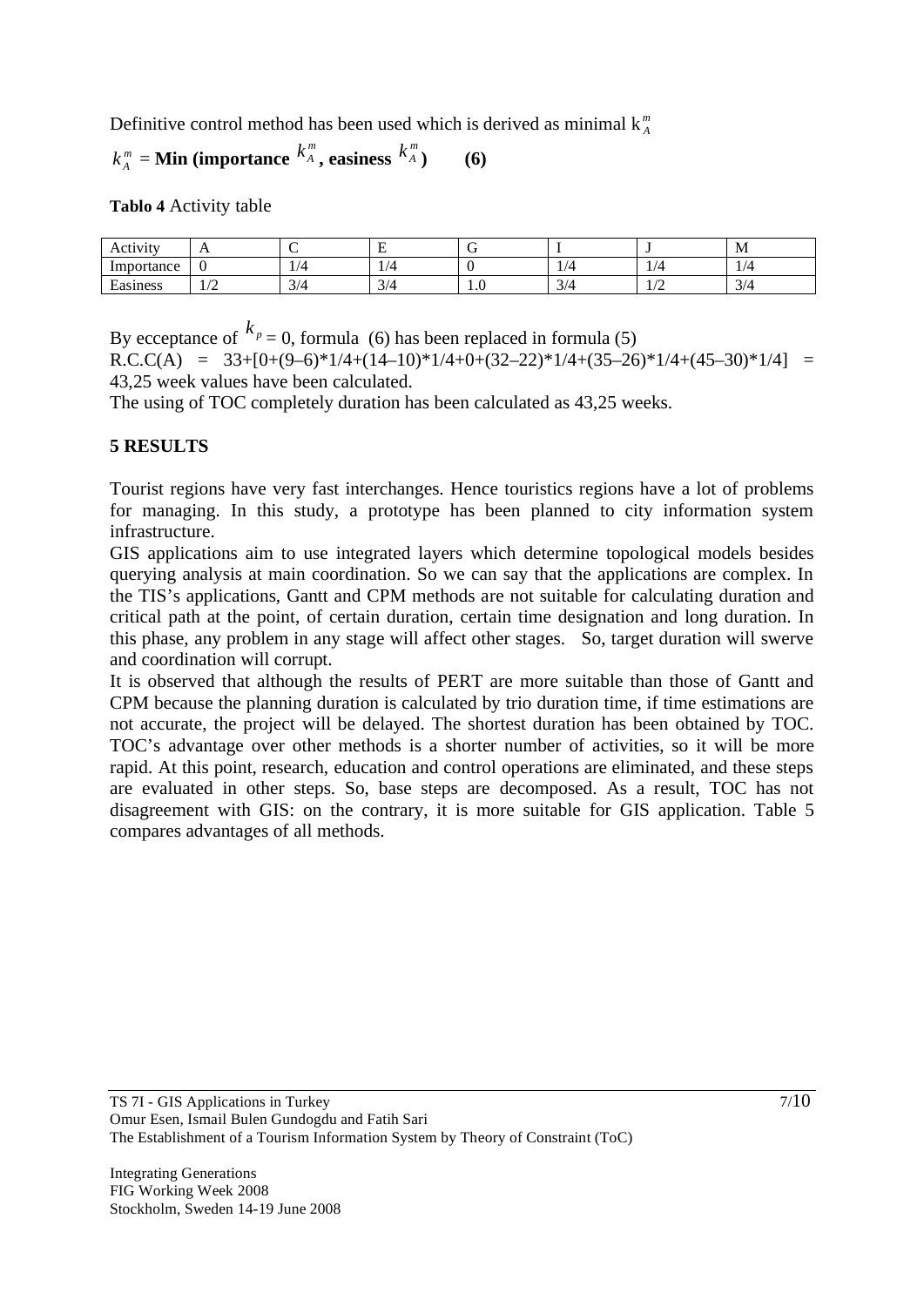Definitive control method has been used which is derived as minimal $k_A^m$

$$k_A^m = \textbf{Min (importance } k_A^m \textbf{, easiness } k_A^m\textbf{)} \qquad \textbf{(6)}$$

**Tablo 4** Activity table

| Activity | A | C | E | G | I | J | M |
|---|---|---|---|---|---|---|---|
| Importance | 0 | 1/4 | 1/4 | 0 | 1/4 | 1/4 | 1/4 |
| Easiness | 1/2 | 3/4 | 3/4 | 1.0 | 3/4 | 1/2 | 3/4 |

By ecceptance of $k_p = 0$, formula (6) has been replaced in formula (5)

R.C.C(A) = 33+[0+(9–6)*1/4+(14–10)*1/4+0+(32–22)*1/4+(35–26)*1/4+(45–30)*1/4] = 43,25 week values have been calculated.

The using of TOC completely duration has been calculated as 43,25 weeks.

## 5 RESULTS

Tourist regions have very fast interchanges. Hence touristics regions have a lot of problems for managing. In this study, a prototype has been planned to city information system infrastructure.

GIS applications aim to use integrated layers which determine topological models besides querying analysis at main coordination. So we can say that the applications are complex. In the TIS's applications, Gantt and CPM methods are not suitable for calculating duration and critical path at the point, of certain duration, certain time designation and long duration. In this phase, any problem in any stage will affect other stages. So, target duration will swerve and coordination will corrupt.

It is observed that although the results of PERT are more suitable than those of Gantt and CPM because the planning duration is calculated by trio duration time, if time estimations are not accurate, the project will be delayed. The shortest duration has been obtained by TOC. TOC's advantage over other methods is a shorter number of activities, so it will be more rapid. At this point, research, education and control operations are eliminated, and these steps are evaluated in other steps. So, base steps are decomposed. As a result, TOC has not disagreement with GIS: on the contrary, it is more suitable for GIS application. Table 5 compares advantages of all methods.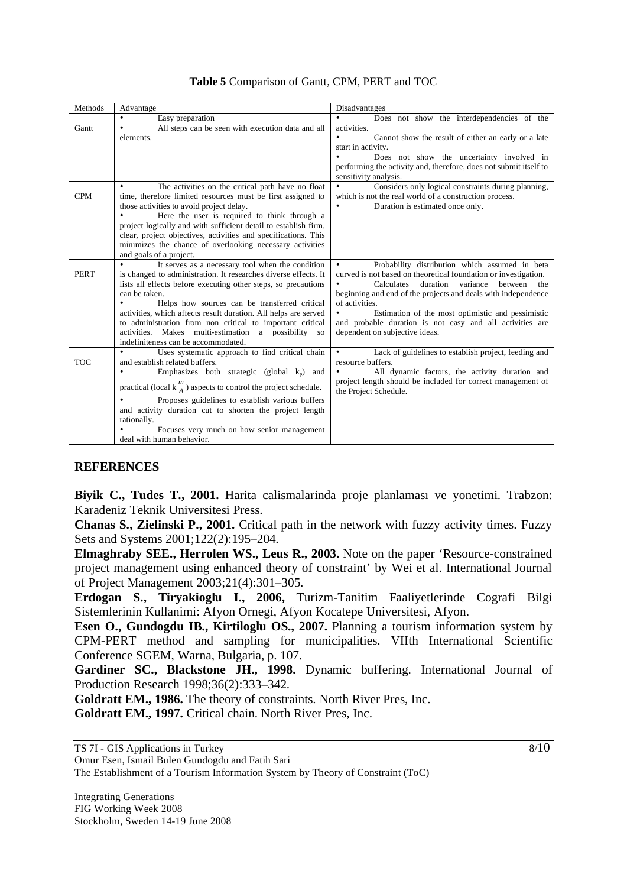**Table 5** Comparison of Gantt, CPM, PERT and TOC

| Methods | Advantage | Disadvantages |
|---|---|---|
| Gantt | • Easy preparation<br>• All steps can be seen with execution data and all elements. | • Does not show the interdependencies of the activities.<br>• Cannot show the result of either an early or a late start in activity.<br>• Does not show the uncertainty involved in performing the activity and, therefore, does not submit itself to sensitivity analysis. |
| CPM | • The activities on the critical path have no float time, therefore limited resources must be first assigned to those activities to avoid project delay.<br>• Here the user is required to think through a project logically and with sufficient detail to establish firm, clear, project objectives, activities and specifications. This minimizes the chance of overlooking necessary activities and goals of a project. | • Considers only logical constraints during planning, which is not the real world of a construction process.<br>• Duration is estimated once only. |
| PERT | • It serves as a necessary tool when the condition is changed to administration. It researches diverse effects. It lists all effects before executing other steps, so precautions can be taken.<br>• Helps how sources can be transferred critical activities, which affects result duration. All helps are served to administration from non critical to important critical activities. Makes multi-estimation a possibility so indefiniteness can be accommodated. | • Probability distribution which assumed in beta curved is not based on theoretical foundation or investigation.<br>• Calculates duration variance between the beginning and end of the projects and deals with independence of activities.<br>• Estimation of the most optimistic and pessimistic and probable duration is not easy and all activities are dependent on subjective ideas. |
| TOC | • Uses systematic approach to find critical chain and establish related buffers.<br>• Emphasizes both strategic (global $k_p$) and practical (local $k_A^m$) aspects to control the project schedule.<br>• Proposes guidelines to establish various buffers and activity duration cut to shorten the project length rationally.<br>• Focuses very much on how senior management deal with human behavior. | • Lack of guidelines to establish project, feeding and resource buffers.<br>• All dynamic factors, the activity duration and project length should be included for correct management of the Project Schedule. |

## REFERENCES

**Biyik C., Tudes T., 2001.** Harita calismalarinda proje planlaması ve yonetimi. Trabzon: Karadeniz Teknik Universitesi Press.

**Chanas S., Zielinski P., 2001.** Critical path in the network with fuzzy activity times. Fuzzy Sets and Systems 2001;122(2):195–204.

**Elmaghraby SEE., Herrolen WS., Leus R., 2003.** Note on the paper 'Resource-constrained project management using enhanced theory of constraint' by Wei et al. International Journal of Project Management 2003;21(4):301–305.

**Erdogan S., Tiryakioglu I., 2006,** Turizm-Tanitim Faaliyetlerinde Cografi Bilgi Sistemlerinin Kullanimi: Afyon Ornegi, Afyon Kocatepe Universitesi, Afyon.

**Esen O., Gundogdu IB., Kirtiloglu OS., 2007.** Planning a tourism information system by CPM-PERT method and sampling for municipalities. VIIth International Scientific Conference SGEM, Warna, Bulgaria, p. 107.

**Gardiner SC., Blackstone JH., 1998.** Dynamic buffering. International Journal of Production Research 1998;36(2):333–342.

**Goldratt EM., 1986.** The theory of constraints. North River Pres, Inc.

**Goldratt EM., 1997.** Critical chain. North River Pres, Inc.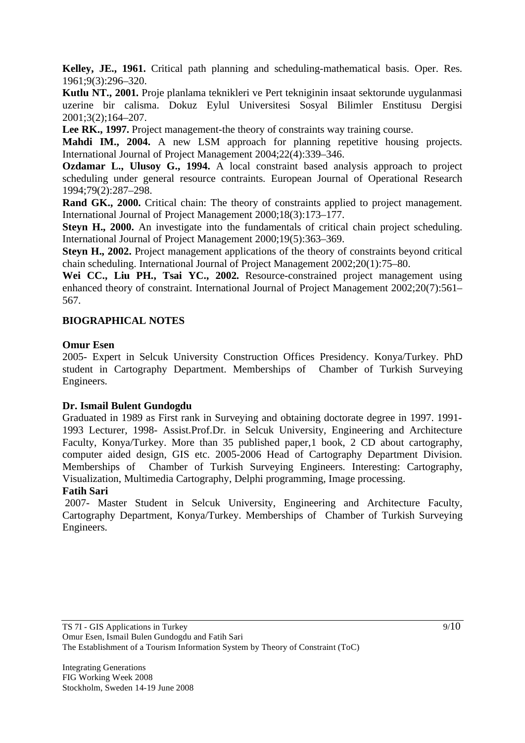**Kelley, JE., 1961.** Critical path planning and scheduling-mathematical basis. Oper. Res. 1961;9(3):296–320.

**Kutlu NT., 2001.** Proje planlama teknikleri ve Pert tekniginin insaat sektorunde uygulanmasi uzerine bir calisma. Dokuz Eylul Universitesi Sosyal Bilimler Enstitusu Dergisi 2001;3(2);164–207.

**Lee RK., 1997.** Project management-the theory of constraints way training course.

**Mahdi IM., 2004.** A new LSM approach for planning repetitive housing projects. International Journal of Project Management 2004;22(4):339–346.

**Ozdamar L., Ulusoy G., 1994.** A local constraint based analysis approach to project scheduling under general resource contraints. European Journal of Operational Research 1994;79(2):287–298.

**Rand GK., 2000.** Critical chain: The theory of constraints applied to project management. International Journal of Project Management 2000;18(3):173–177.

**Steyn H., 2000.** An investigate into the fundamentals of critical chain project scheduling. International Journal of Project Management 2000;19(5):363–369.

**Steyn H., 2002.** Project management applications of the theory of constraints beyond critical chain scheduling. International Journal of Project Management 2002;20(1):75–80.

**Wei CC., Liu PH., Tsai YC., 2002.** Resource-constrained project management using enhanced theory of constraint. International Journal of Project Management 2002;20(7):561–567.

## BIOGRAPHICAL NOTES

**Omur Esen**

2005- Expert in Selcuk University Construction Offices Presidency. Konya/Turkey. PhD student in Cartography Department. Memberships of Chamber of Turkish Surveying Engineers.

**Dr. Ismail Bulent Gundogdu**

Graduated in 1989 as First rank in Surveying and obtaining doctorate degree in 1997. 1991-1993 Lecturer, 1998- Assist.Prof.Dr. in Selcuk University, Engineering and Architecture Faculty, Konya/Turkey. More than 35 published paper,1 book, 2 CD about cartography, computer aided design, GIS etc. 2005-2006 Head of Cartography Department Division. Memberships of Chamber of Turkish Surveying Engineers. Interesting: Cartography, Visualization, Multimedia Cartography, Delphi programming, Image processing.

**Fatih Sari**

2007- Master Student in Selcuk University, Engineering and Architecture Faculty, Cartography Department, Konya/Turkey. Memberships of Chamber of Turkish Surveying Engineers.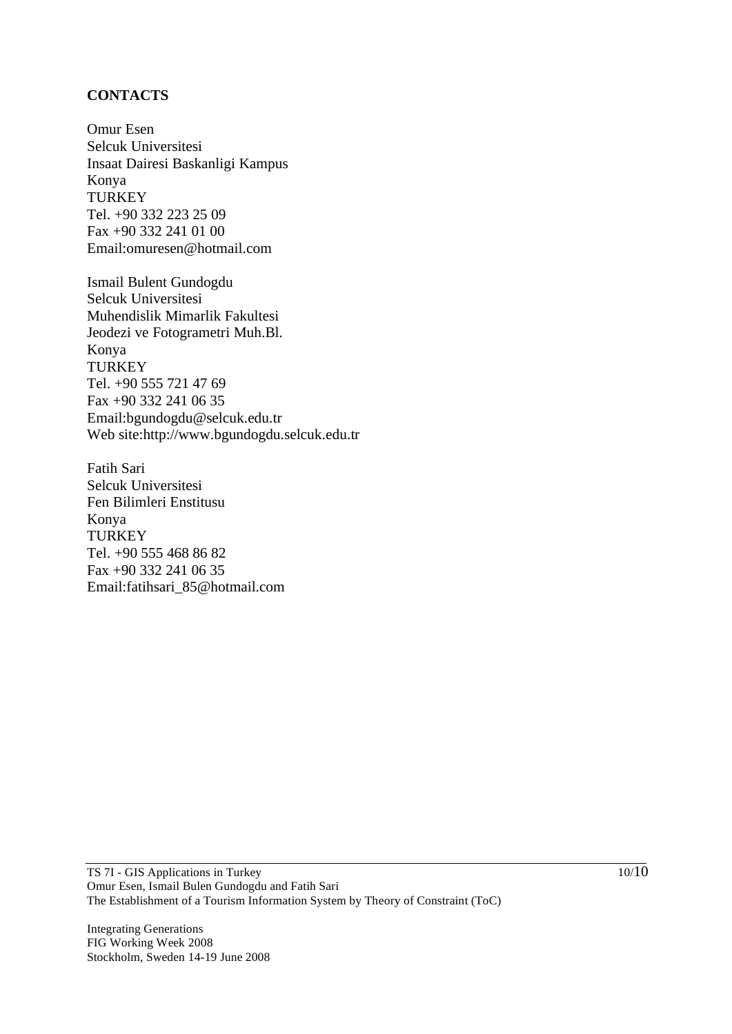## CONTACTS

Omur Esen  
Selcuk Universitesi  
Insaat Dairesi Baskanligi Kampus  
Konya  
TURKEY  
Tel. +90 332 223 25 09  
Fax +90 332 241 01 00  
Email:omuresen@hotmail.com

Ismail Bulent Gundogdu  
Selcuk Universitesi  
Muhendislik Mimarlik Fakultesi  
Jeodezi ve Fotogrametri Muh.Bl.  
Konya  
TURKEY  
Tel. +90 555 721 47 69  
Fax +90 332 241 06 35  
Email:bgundogdu@selcuk.edu.tr  
Web site:http://www.bgundogdu.selcuk.edu.tr

Fatih Sari  
Selcuk Universitesi  
Fen Bilimleri Enstitusu  
Konya  
TURKEY  
Tel. +90 555 468 86 82  
Fax +90 332 241 06 35  
Email:fatihsari_85@hotmail.com